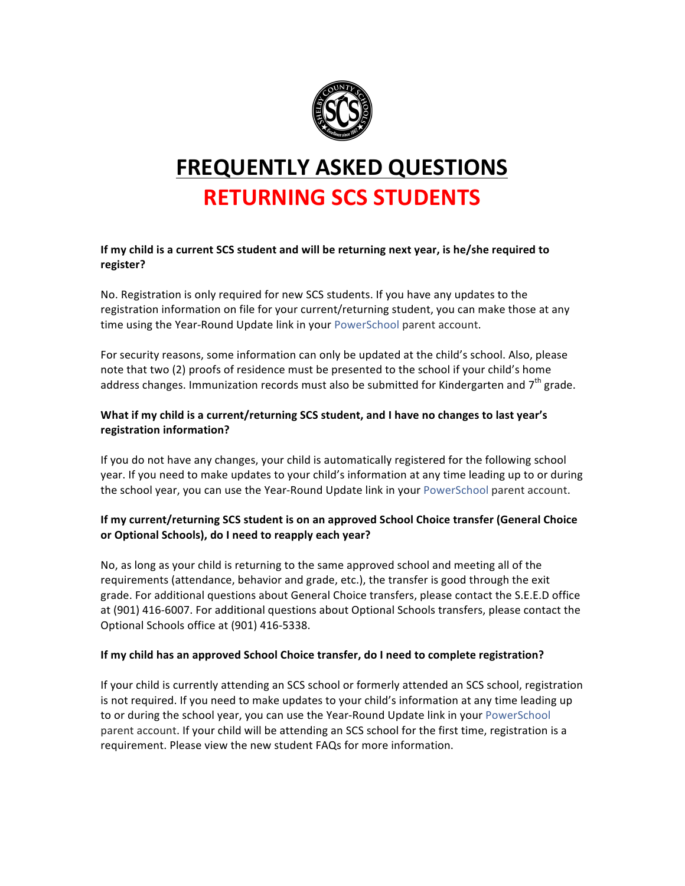# FREQUENTLY ASKED QUESTIONS

# RETURNING SCS STUDENTS

**If my child is a current SCS student and will be returning next year, is he/she required to register?**

No. Registration is only required for new SCS students. If you have any updates to the registration information on file for your current/returning student, you can make those at any time using the Year-Round Update link in your PowerSchool parent account.

For security reasons, some information can only be updated at the child's school. Also, please note that two (2) proofs of residence must be presented to the school if your child's home address changes. Immunization records must also be submitted for Kindergarten and 7th grade.

**What if my child is a current/returning SCS student, and I have no changes to last year's registration information?**

If you do not have any changes, your child is automatically registered for the following school year. If you need to make updates to your child's information at any time leading up to or during the school year, you can use the Year-Round Update link in your PowerSchool parent account.

**If my current/returning SCS student is on an approved School Choice transfer (General Choice or Optional Schools), do I need to reapply each year?**

No, as long as your child is returning to the same approved school and meeting all of the requirements (attendance, behavior and grade, etc.), the transfer is good through the exit grade. For additional questions about General Choice transfers, please contact the S.E.E.D office at (901) 416-6007. For additional questions about Optional Schools transfers, please contact the Optional Schools office at (901) 416-5338.

**If my child has an approved School Choice transfer, do I need to complete registration?**

If your child is currently attending an SCS school or formerly attended an SCS school, registration is not required. If you need to make updates to your child's information at any time leading up to or during the school year, you can use the Year-Round Update link in your PowerSchool parent account. If your child will be attending an SCS school for the first time, registration is a requirement. Please view the new student FAQs for more information.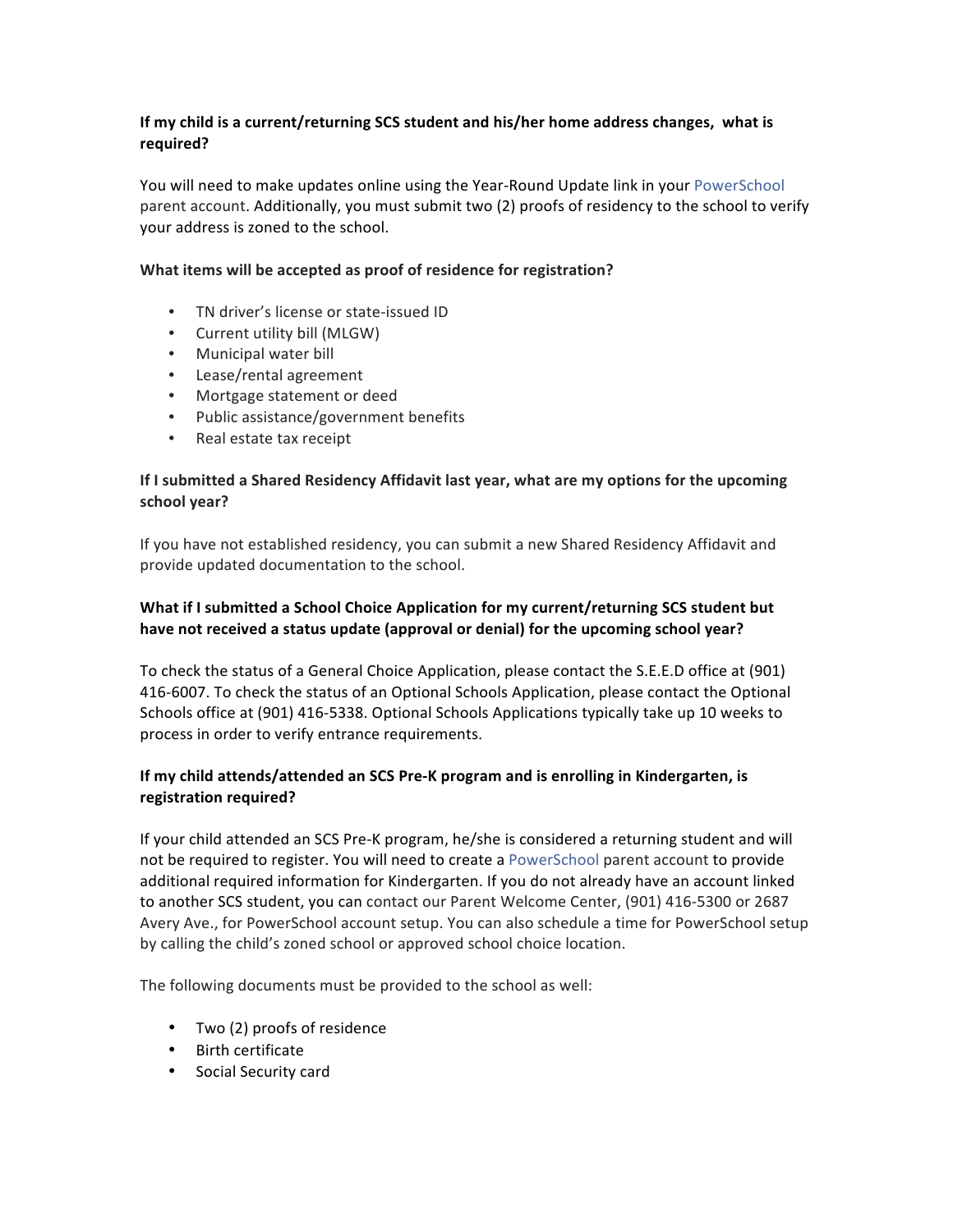**If my child is a current/returning SCS student and his/her home address changes, what is required?**

You will need to make updates online using the Year-Round Update link in your PowerSchool parent account. Additionally, you must submit two (2) proofs of residency to the school to verify your address is zoned to the school.

**What items will be accepted as proof of residence for registration?**

- TN driver's license or state-issued ID
- Current utility bill (MLGW)
- Municipal water bill
- Lease/rental agreement
- Mortgage statement or deed
- Public assistance/government benefits
- Real estate tax receipt

**If I submitted a Shared Residency Affidavit last year, what are my options for the upcoming school year?**

If you have not established residency, you can submit a new Shared Residency Affidavit and provide updated documentation to the school.

**What if I submitted a School Choice Application for my current/returning SCS student but have not received a status update (approval or denial) for the upcoming school year?**

To check the status of a General Choice Application, please contact the S.E.E.D office at (901) 416-6007. To check the status of an Optional Schools Application, please contact the Optional Schools office at (901) 416-5338. Optional Schools Applications typically take up 10 weeks to process in order to verify entrance requirements.

**If my child attends/attended an SCS Pre-K program and is enrolling in Kindergarten, is registration required?**

If your child attended an SCS Pre-K program, he/she is considered a returning student and will not be required to register. You will need to create a PowerSchool parent account to provide additional required information for Kindergarten. If you do not already have an account linked to another SCS student, you can contact our Parent Welcome Center, (901) 416-5300 or 2687 Avery Ave., for PowerSchool account setup. You can also schedule a time for PowerSchool setup by calling the child's zoned school or approved school choice location.

The following documents must be provided to the school as well:

- Two (2) proofs of residence
- Birth certificate
- Social Security card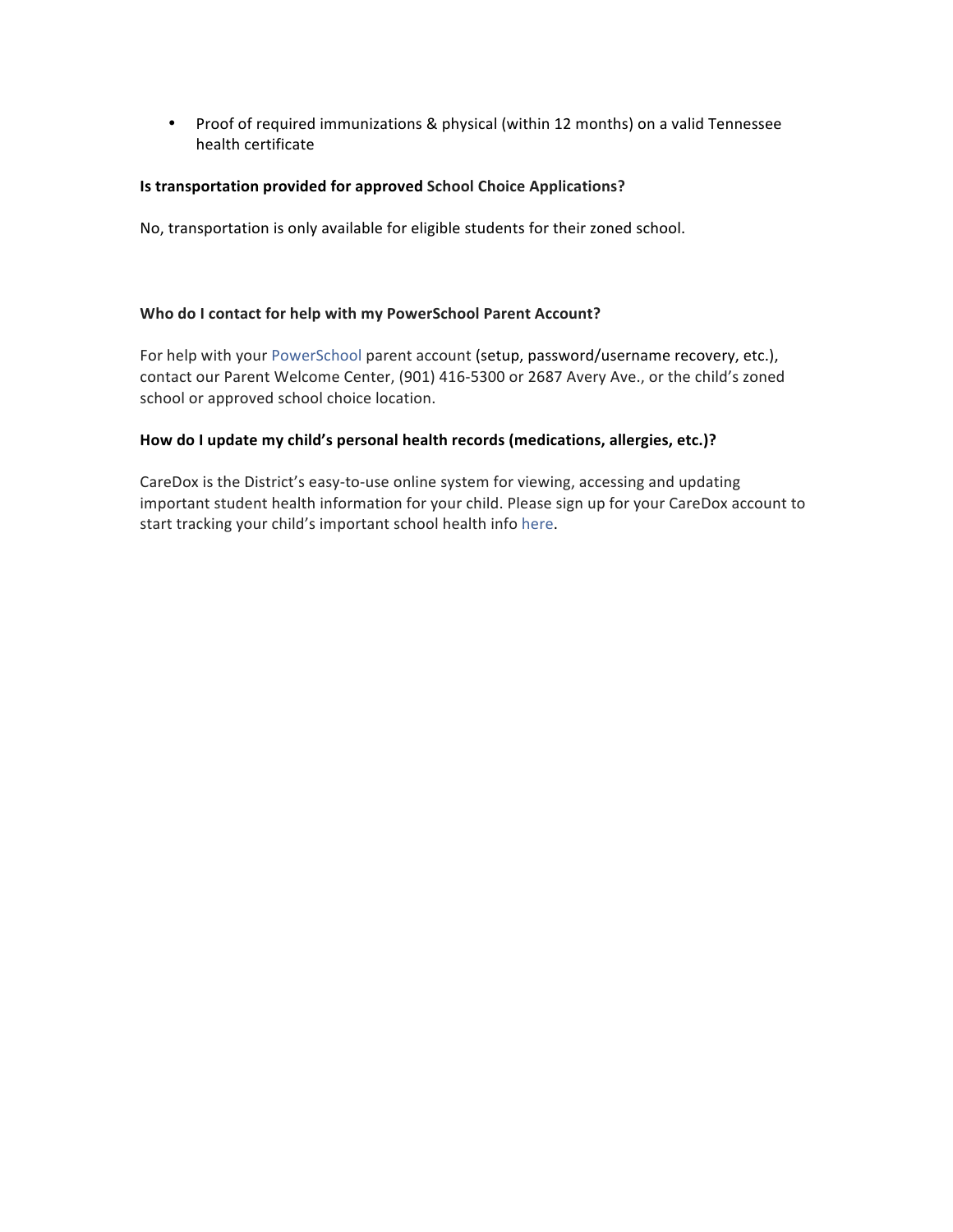- Proof of required immunizations & physical (within 12 months) on a valid Tennessee health certificate

**Is transportation provided for approved School Choice Applications?**

No, transportation is only available for eligible students for their zoned school.

**Who do I contact for help with my PowerSchool Parent Account?**

For help with your PowerSchool parent account (setup, password/username recovery, etc.), contact our Parent Welcome Center, (901) 416-5300 or 2687 Avery Ave., or the child's zoned school or approved school choice location.

**How do I update my child's personal health records (medications, allergies, etc.)?**

CareDox is the District's easy-to-use online system for viewing, accessing and updating important student health information for your child. Please sign up for your CareDox account to start tracking your child's important school health info here.